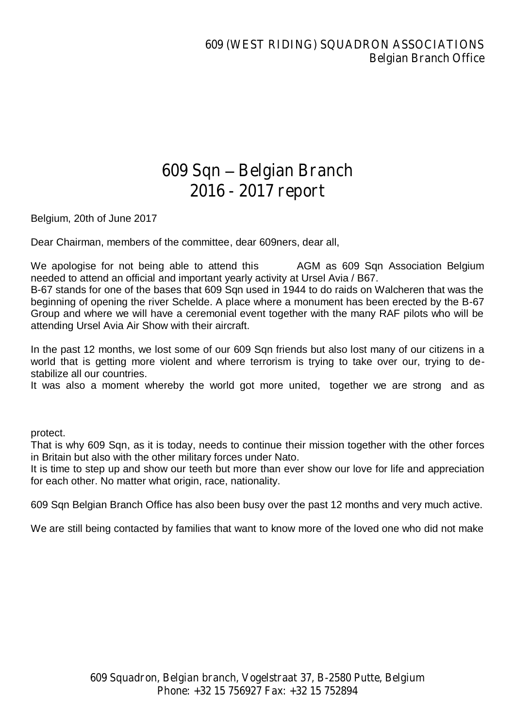# 609 Sqn – Belgian Branch
# 2016 - 2017 report

Belgium, 20th of June 2017

Dear Chairman, members of the committee, dear 609ners, dear all,

We apologise for not being able to attend this AGM as 609 Sqn Association Belgium needed to attend an official and important yearly activity at Ursel Avia / B67.

B-67 stands for one of the bases that 609 Sqn used in 1944 to do raids on Walcheren that was the beginning of opening the river Schelde. A place where a monument has been erected by the B-67 Group and where we will have a ceremonial event together with the many RAF pilots who will be attending Ursel Avia Air Show with their aircraft.

In the past 12 months, we lost some of our 609 Sqn friends but also lost many of our citizens in a world that is getting more violent and where terrorism is trying to take over our, trying to de-stabilize all our countries.

It was also a moment whereby the world got more united, together we are strong and as

protect.

That is why 609 Sqn, as it is today, needs to continue their mission together with the other forces in Britain but also with the other military forces under Nato.

It is time to step up and show our teeth but more than ever show our love for life and appreciation for each other. No matter what origin, race, nationality.

609 Sqn Belgian Branch Office has also been busy over the past 12 months and very much active.

We are still being contacted by families that want to know more of the loved one who did not make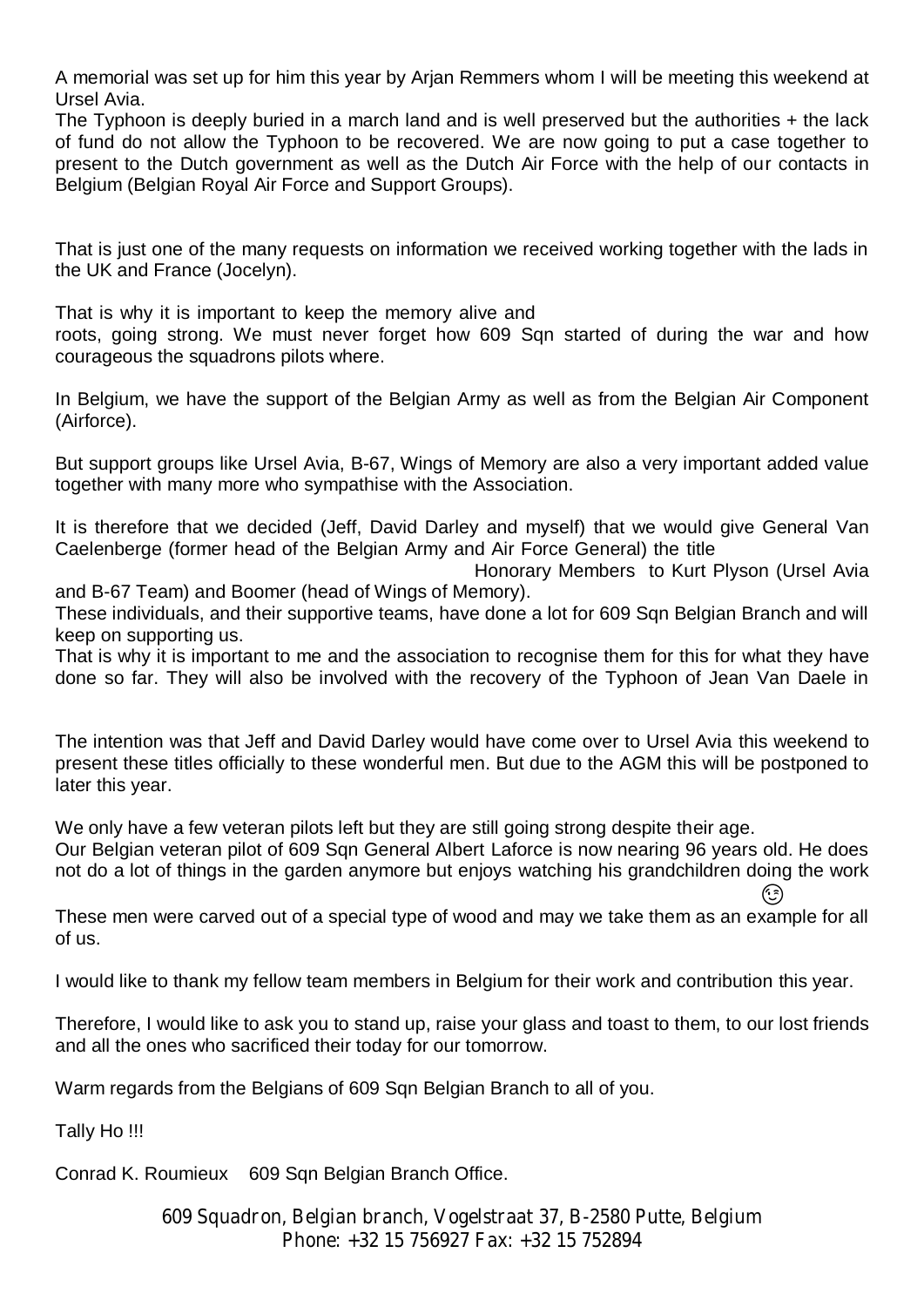A memorial was set up for him this year by Arjan Remmers whom I will be meeting this weekend at Ursel Avia.

The Typhoon is deeply buried in a march land and is well preserved but the authorities + the lack of fund do not allow the Typhoon to be recovered. We are now going to put a case together to present to the Dutch government as well as the Dutch Air Force with the help of our contacts in Belgium (Belgian Royal Air Force and Support Groups).

That is just one of the many requests on information we received working together with the lads in the UK and France (Jocelyn).

That is why it is important to keep the memory alive and roots, going strong. We must never forget how 609 Sqn started of during the war and how courageous the squadrons pilots where.

In Belgium, we have the support of the Belgian Army as well as from the Belgian Air Component (Airforce).

But support groups like Ursel Avia, B-67, Wings of Memory are also a very important added value together with many more who sympathise with the Association.

It is therefore that we decided (Jeff, David Darley and myself) that we would give General Van Caelenberge (former head of the Belgian Army and Air Force General) the title Honorary Members to Kurt Plyson (Ursel Avia and B-67 Team) and Boomer (head of Wings of Memory).

These individuals, and their supportive teams, have done a lot for 609 Sqn Belgian Branch and will keep on supporting us.

That is why it is important to me and the association to recognise them for this for what they have done so far. They will also be involved with the recovery of the Typhoon of Jean Van Daele in

The intention was that Jeff and David Darley would have come over to Ursel Avia this weekend to present these titles officially to these wonderful men. But due to the AGM this will be postponed to later this year.

We only have a few veteran pilots left but they are still going strong despite their age.

Our Belgian veteran pilot of 609 Sqn General Albert Laforce is now nearing 96 years old. He does not do a lot of things in the garden anymore but enjoys watching his grandchildren doing the work 😉

These men were carved out of a special type of wood and may we take them as an example for all of us.

I would like to thank my fellow team members in Belgium for their work and contribution this year.

Therefore, I would like to ask you to stand up, raise your glass and toast to them, to our lost friends and all the ones who sacrificed their today for our tomorrow.

Warm regards from the Belgians of 609 Sqn Belgian Branch to all of you.

Tally Ho !!!

Conrad K. Roumieux 609 Sqn Belgian Branch Office.

609 Squadron, Belgian branch, Vogelstraat 37, B-2580 Putte, Belgium
Phone: +32 15 756927 Fax: +32 15 752894